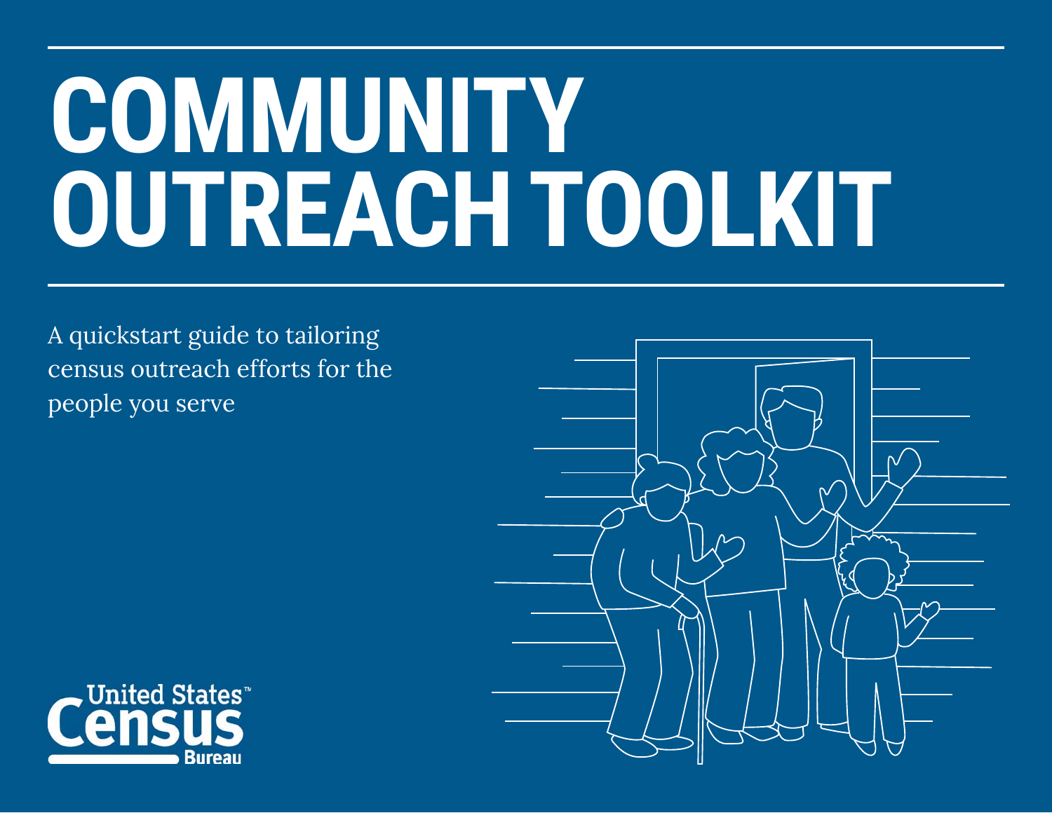# COMMUNITY OUTREACH TOOLKIT

A quickstart guide to tailoring census outreach efforts for the people you serve

United States™ Census Bureau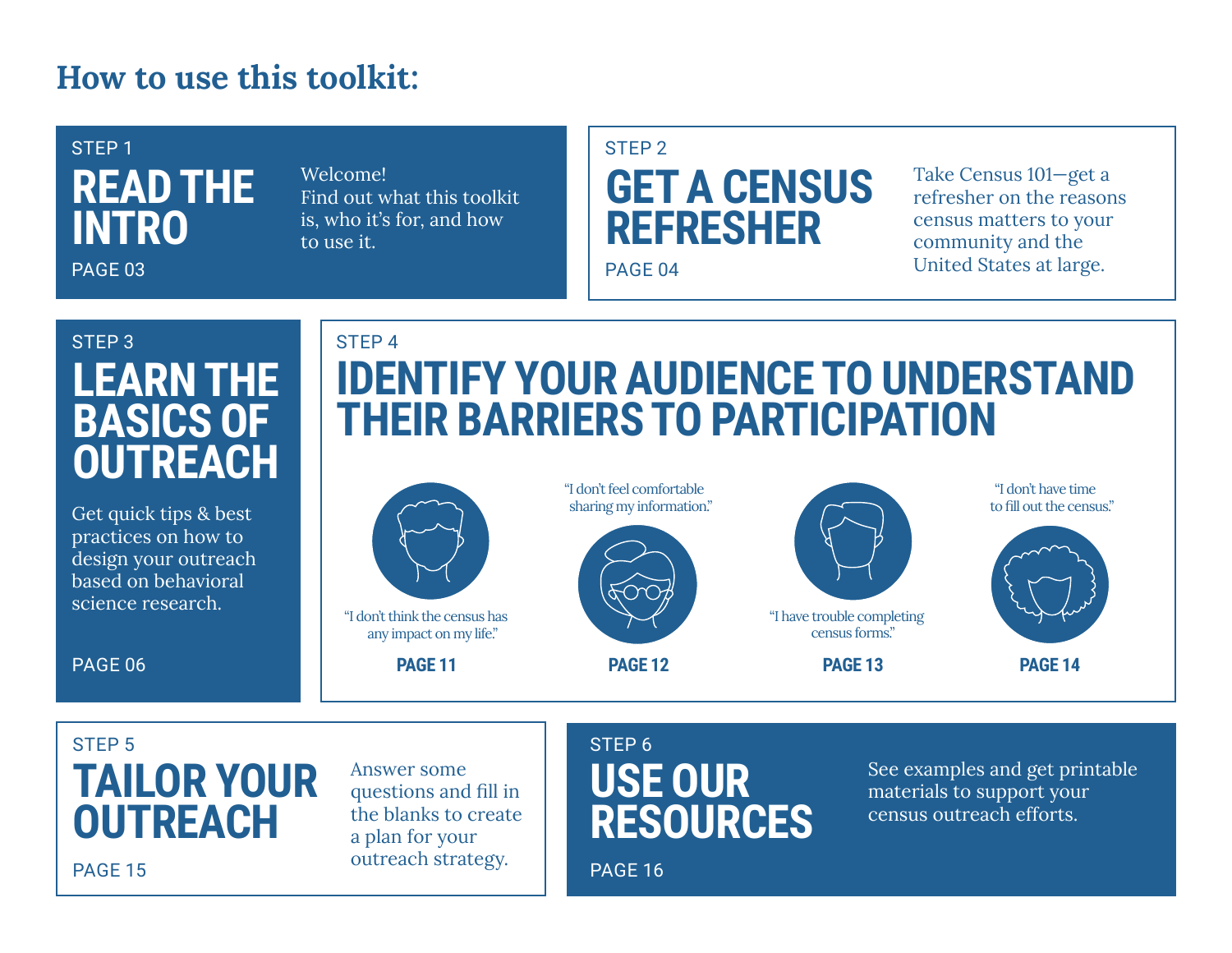# How to use this toolkit:

## STEP 1
### READ THE INTRO
PAGE 03

Welcome!
Find out what this toolkit is, who it's for, and how to use it.

## STEP 2
### GET A CENSUS REFRESHER
PAGE 04

Take Census 101—get a refresher on the reasons census matters to your community and the United States at large.

## STEP 3
### LEARN THE BASICS OF OUTREACH

Get quick tips & best practices on how to design your outreach based on behavioral science research.

PAGE 06

## STEP 4
### IDENTIFY YOUR AUDIENCE TO UNDERSTAND THEIR BARRIERS TO PARTICIPATION

"I don't think the census has any impact on my life."
**PAGE 11**

"I don't feel comfortable sharing my information."
**PAGE 12**

"I have trouble completing census forms."
**PAGE 13**

"I don't have time to fill out the census."
**PAGE 14**

## STEP 5
### TAILOR YOUR OUTREACH
PAGE 15

Answer some questions and fill in the blanks to create a plan for your outreach strategy.

## STEP 6
### USE OUR RESOURCES
PAGE 16

See examples and get printable materials to support your census outreach efforts.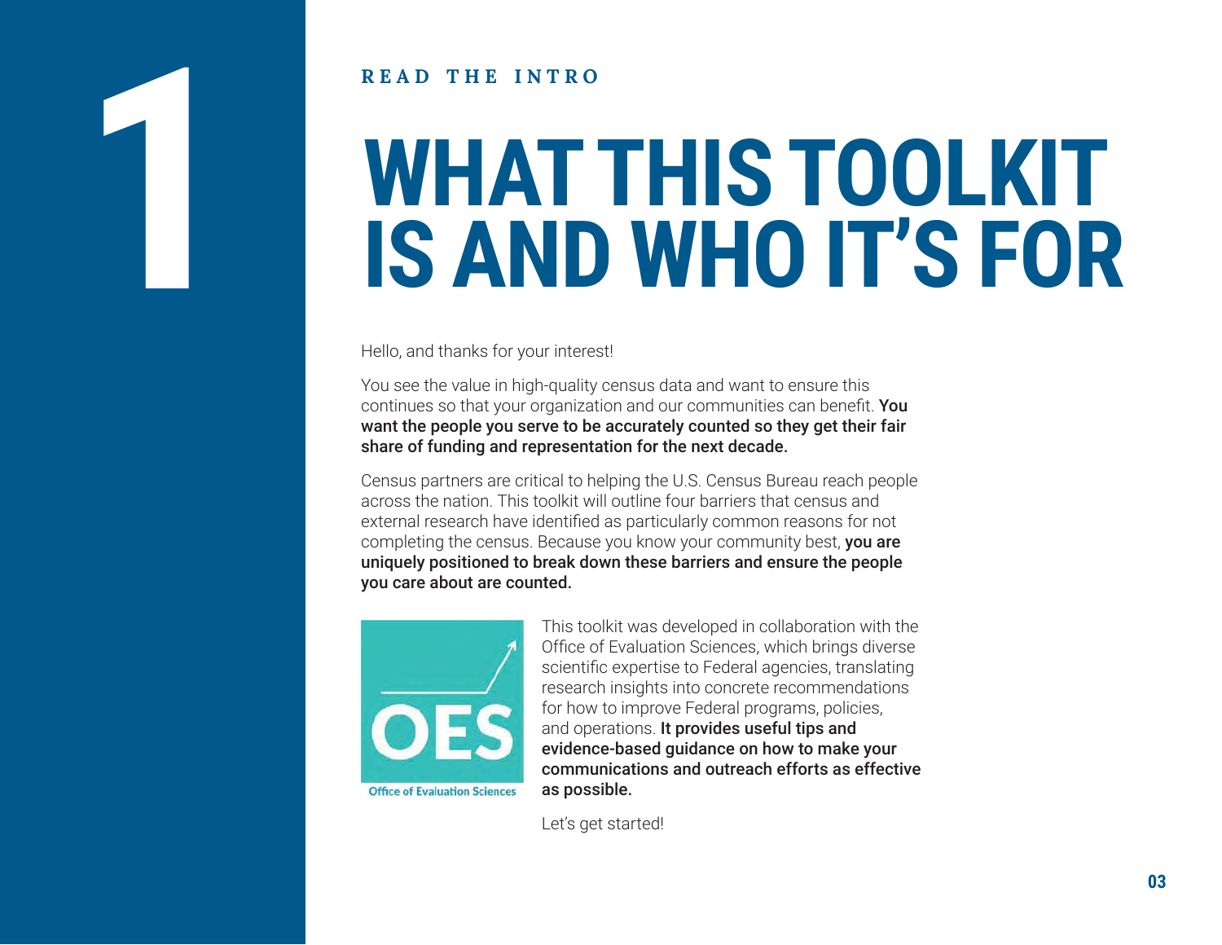1

READ THE INTRO

# WHAT THIS TOOLKIT IS AND WHO IT'S FOR

Hello, and thanks for your interest!

You see the value in high-quality census data and want to ensure this continues so that your organization and our communities can benefit. **You want the people you serve to be accurately counted so they get their fair share of funding and representation for the next decade.**

Census partners are critical to helping the U.S. Census Bureau reach people across the nation. This toolkit will outline four barriers that census and external research have identified as particularly common reasons for not completing the census. Because you know your community best, **you are uniquely positioned to break down these barriers and ensure the people you care about are counted.**

OES

Office of Evaluation Sciences

This toolkit was developed in collaboration with the Office of Evaluation Sciences, which brings diverse scientific expertise to Federal agencies, translating research insights into concrete recommendations for how to improve Federal programs, policies, and operations. **It provides useful tips and evidence-based guidance on how to make your communications and outreach efforts as effective as possible.**

Let's get started!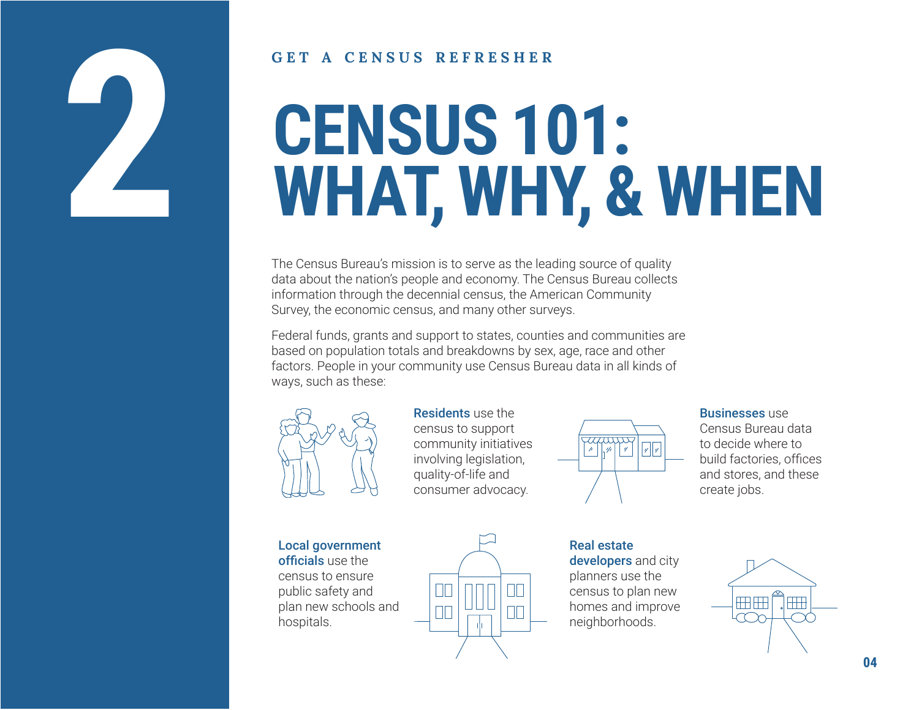2

GET A CENSUS REFRESHER

# CENSUS 101: WHAT, WHY, & WHEN

The Census Bureau's mission is to serve as the leading source of quality data about the nation's people and economy. The Census Bureau collects information through the decennial census, the American Community Survey, the economic census, and many other surveys.

Federal funds, grants and support to states, counties and communities are based on population totals and breakdowns by sex, age, race and other factors. People in your community use Census Bureau data in all kinds of ways, such as these:

**Residents** use the census to support community initiatives involving legislation, quality-of-life and consumer advocacy.

**Businesses** use Census Bureau data to decide where to build factories, offices and stores, and these create jobs.

**Local government officials** use the census to ensure public safety and plan new schools and hospitals.

**Real estate developers** and city planners use the census to plan new homes and improve neighborhoods.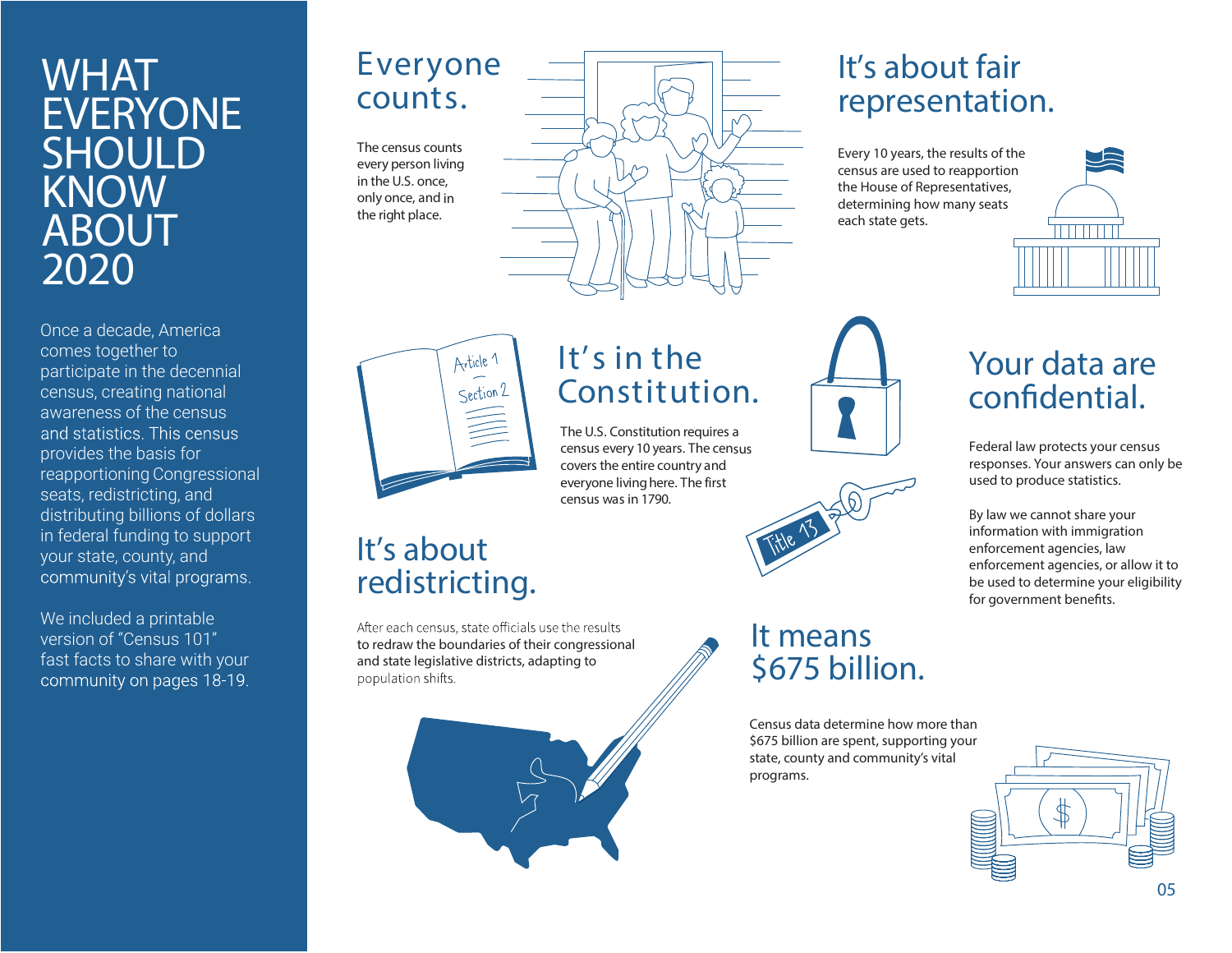# WHAT EVERYONE SHOULD KNOW ABOUT 2020

Once a decade, America comes together to participate in the decennial census, creating national awareness of the census and statistics. This census provides the basis for reapportioning Congressional seats, redistricting, and distributing billions of dollars in federal funding to support your state, county, and community's vital programs.

We included a printable version of "Census 101" fast facts to share with your community on pages 18-19.

## Everyone counts.

The census counts every person living in the U.S. once, only once, and in the right place.

## It's about fair representation.

Every 10 years, the results of the census are used to reapportion the House of Representatives, determining how many seats each state gets.

## It's in the Constitution.

The U.S. Constitution requires a census every 10 years. The census covers the entire country and everyone living here. The first census was in 1790.

## Your data are confidential.

Federal law protects your census responses. Your answers can only be used to produce statistics.

By law we cannot share your information with immigration enforcement agencies, law enforcement agencies, or allow it to be used to determine your eligibility for government benefits.

## It's about redistricting.

After each census, state officials use the results to redraw the boundaries of their congressional and state legislative districts, adapting to population shifts.

## It means $675 billion.

Census data determine how more than $675 billion are spent, supporting your state, county and community's vital programs.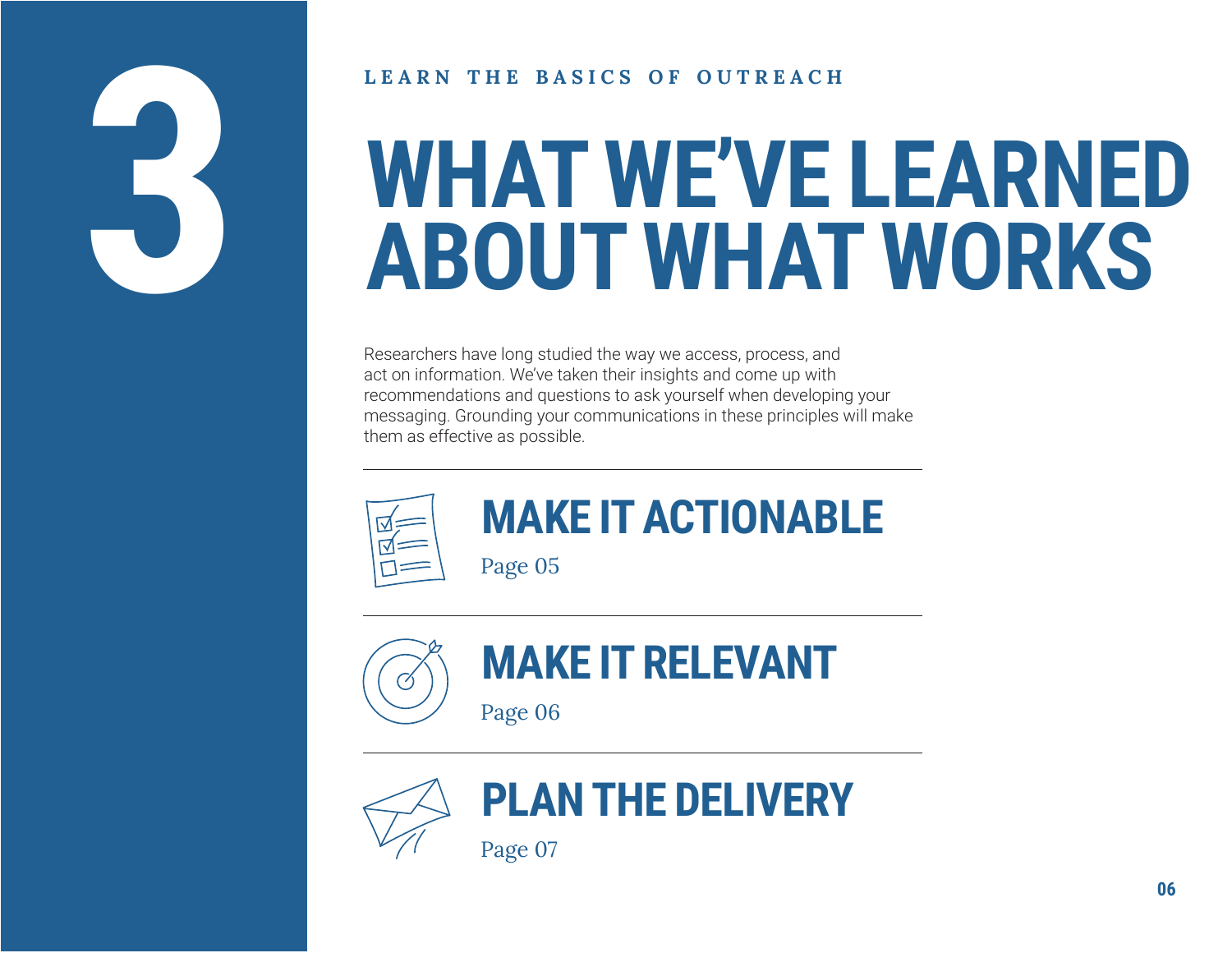# 3

LEARN THE BASICS OF OUTREACH

# WHAT WE'VE LEARNED ABOUT WHAT WORKS

Researchers have long studied the way we access, process, and act on information. We've taken their insights and come up with recommendations and questions to ask yourself when developing your messaging. Grounding your communications in these principles will make them as effective as possible.

## MAKE IT ACTIONABLE

Page 05

## MAKE IT RELEVANT

Page 06

## PLAN THE DELIVERY

Page 07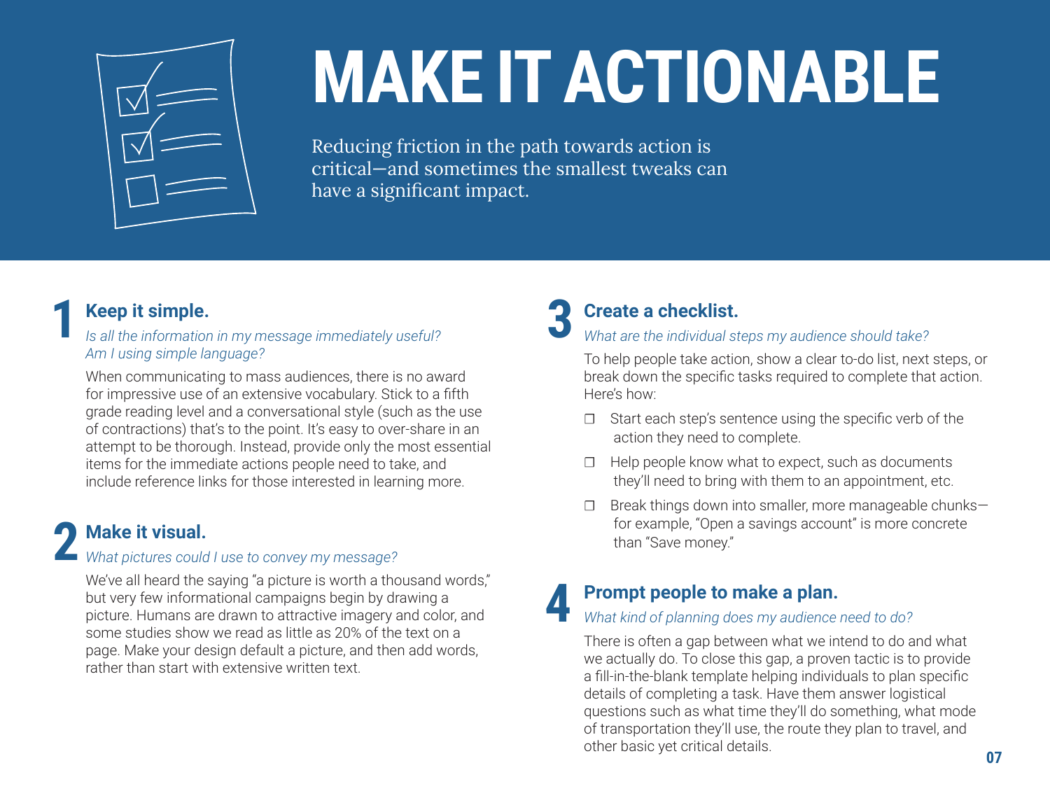# MAKE IT ACTIONABLE

Reducing friction in the path towards action is critical—and sometimes the smallest tweaks can have a significant impact.

## 1 Keep it simple.

*Is all the information in my message immediately useful? Am I using simple language?*

When communicating to mass audiences, there is no award for impressive use of an extensive vocabulary. Stick to a fifth grade reading level and a conversational style (such as the use of contractions) that's to the point. It's easy to over-share in an attempt to be thorough. Instead, provide only the most essential items for the immediate actions people need to take, and include reference links for those interested in learning more.

## 2 Make it visual.

*What pictures could I use to convey my message?*

We've all heard the saying "a picture is worth a thousand words," but very few informational campaigns begin by drawing a picture. Humans are drawn to attractive imagery and color, and some studies show we read as little as 20% of the text on a page. Make your design default a picture, and then add words, rather than start with extensive written text.

## 3 Create a checklist.

*What are the individual steps my audience should take?*

To help people take action, show a clear to-do list, next steps, or break down the specific tasks required to complete that action. Here's how:

- ❐ Start each step's sentence using the specific verb of the action they need to complete.
- ❐ Help people know what to expect, such as documents they'll need to bring with them to an appointment, etc.
- ❐ Break things down into smaller, more manageable chunks—for example, "Open a savings account" is more concrete than "Save money."

## 4 Prompt people to make a plan.

*What kind of planning does my audience need to do?*

There is often a gap between what we intend to do and what we actually do. To close this gap, a proven tactic is to provide a fill-in-the-blank template helping individuals to plan specific details of completing a task. Have them answer logistical questions such as what time they'll do something, what mode of transportation they'll use, the route they plan to travel, and other basic yet critical details.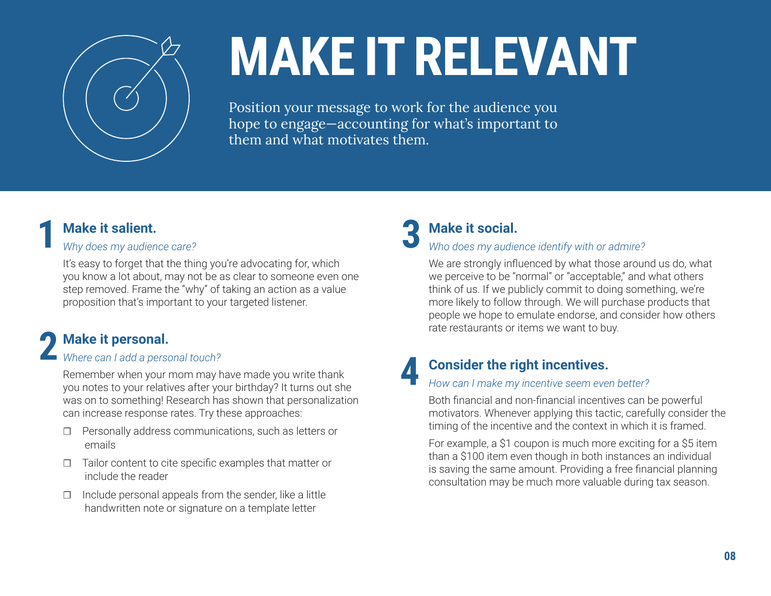# MAKE IT RELEVANT

Position your message to work for the audience you hope to engage—accounting for what's important to them and what motivates them.

## 1 Make it salient.

*Why does my audience care?*

It's easy to forget that the thing you're advocating for, which you know a lot about, may not be as clear to someone even one step removed. Frame the "why" of taking an action as a value proposition that's important to your targeted listener.

## 2 Make it personal.

*Where can I add a personal touch?*

Remember when your mom may have made you write thank you notes to your relatives after your birthday? It turns out she was on to something! Research has shown that personalization can increase response rates. Try these approaches:

- ❐ Personally address communications, such as letters or emails
- ❐ Tailor content to cite specific examples that matter or include the reader
- ❐ Include personal appeals from the sender, like a little handwritten note or signature on a template letter

## 3 Make it social.

*Who does my audience identify with or admire?*

We are strongly influenced by what those around us do, what we perceive to be "normal" or "acceptable," and what others think of us. If we publicly commit to doing something, we're more likely to follow through. We will purchase products that people we hope to emulate endorse, and consider how others rate restaurants or items we want to buy.

## 4 Consider the right incentives.

*How can I make my incentive seem even better?*

Both financial and non-financial incentives can be powerful motivators. Whenever applying this tactic, carefully consider the timing of the incentive and the context in which it is framed.

For example, a $1 coupon is much more exciting for a $5 item than a $100 item even though in both instances an individual is saving the same amount. Providing a free financial planning consultation may be much more valuable during tax season.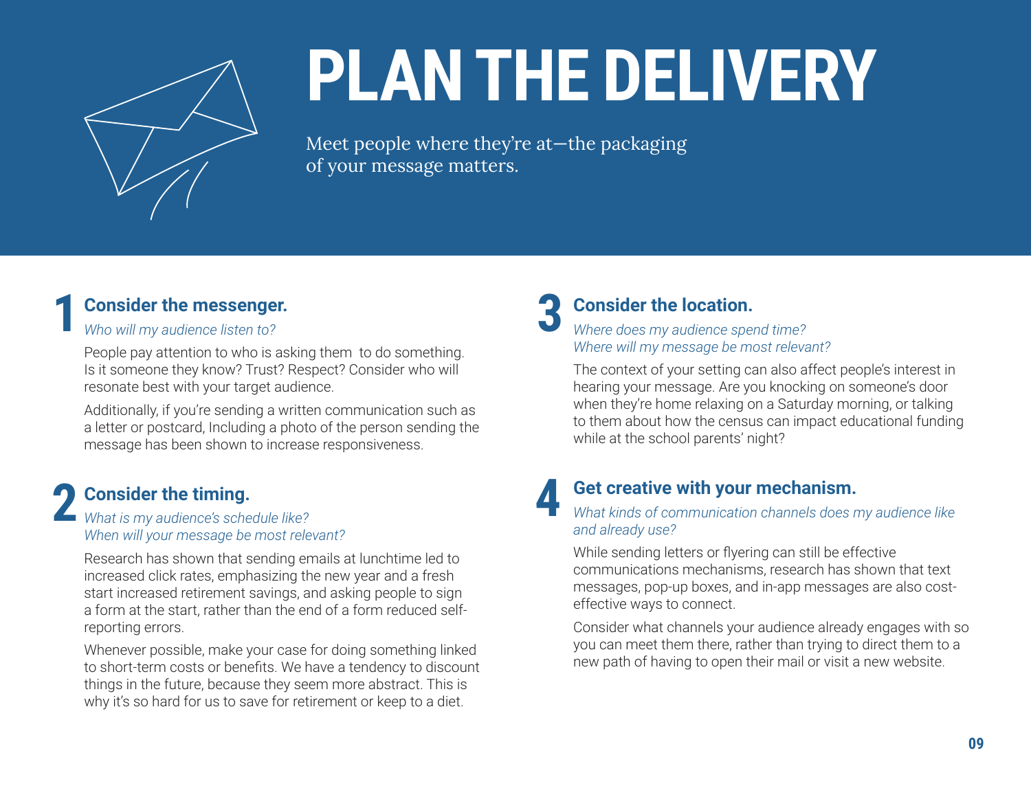# PLAN THE DELIVERY

Meet people where they're at—the packaging of your message matters.

## 1 Consider the messenger.

*Who will my audience listen to?*

People pay attention to who is asking them to do something. Is it someone they know? Trust? Respect? Consider who will resonate best with your target audience.

Additionally, if you're sending a written communication such as a letter or postcard, Including a photo of the person sending the message has been shown to increase responsiveness.

## 2 Consider the timing.

*What is my audience's schedule like?*
*When will your message be most relevant?*

Research has shown that sending emails at lunchtime led to increased click rates, emphasizing the new year and a fresh start increased retirement savings, and asking people to sign a form at the start, rather than the end of a form reduced self-reporting errors.

Whenever possible, make your case for doing something linked to short-term costs or benefits. We have a tendency to discount things in the future, because they seem more abstract. This is why it's so hard for us to save for retirement or keep to a diet.

## 3 Consider the location.

*Where does my audience spend time?*
*Where will my message be most relevant?*

The context of your setting can also affect people's interest in hearing your message. Are you knocking on someone's door when they're home relaxing on a Saturday morning, or talking to them about how the census can impact educational funding while at the school parents' night?

## 4 Get creative with your mechanism.

*What kinds of communication channels does my audience like and already use?*

While sending letters or flyering can still be effective communications mechanisms, research has shown that text messages, pop-up boxes, and in-app messages are also cost-effective ways to connect.

Consider what channels your audience already engages with so you can meet them there, rather than trying to direct them to a new path of having to open their mail or visit a new website.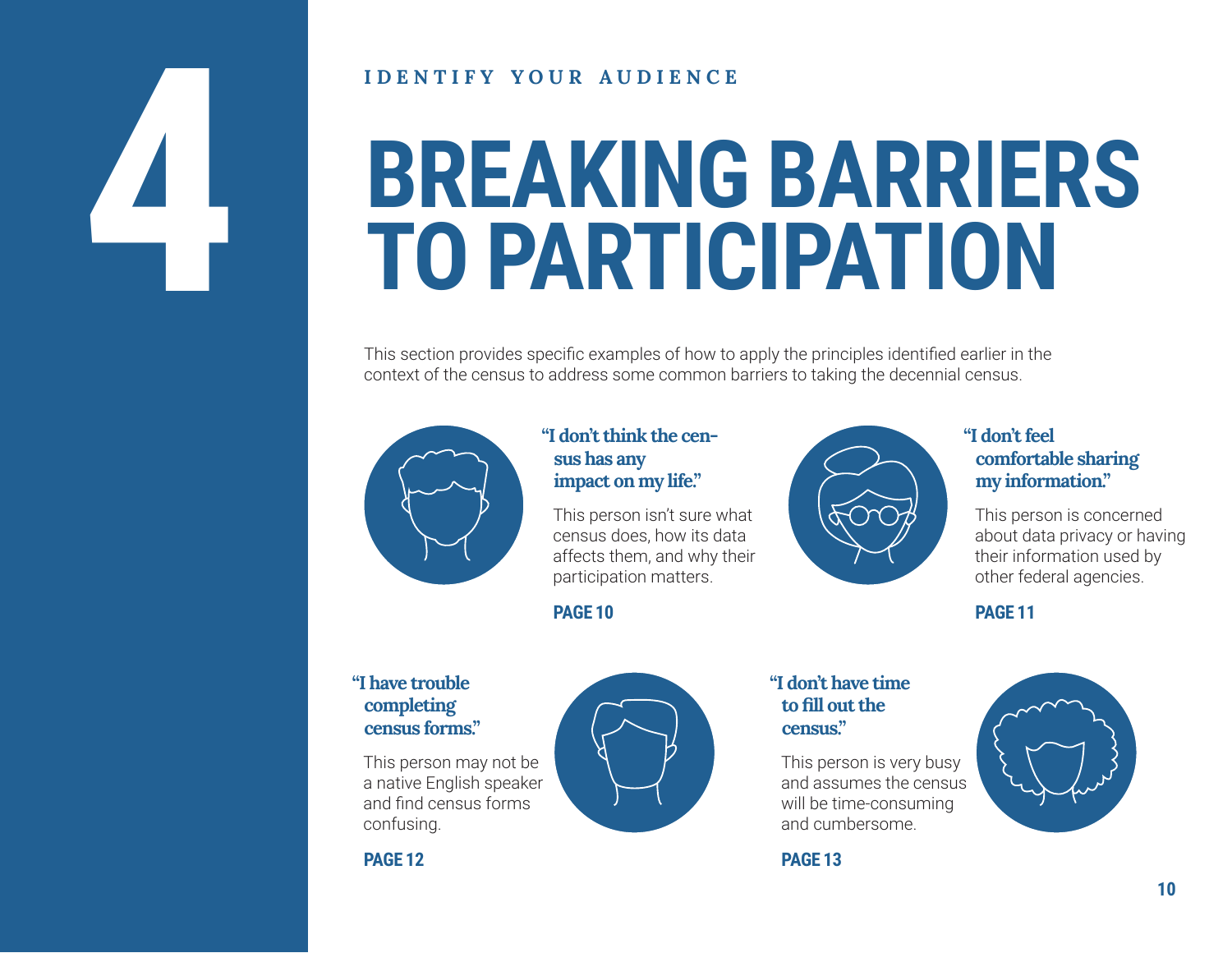# 4

IDENTIFY YOUR AUDIENCE

# BREAKING BARRIERS TO PARTICIPATION

This section provides specific examples of how to apply the principles identified earlier in the context of the census to address some common barriers to taking the decennial census.

### "I don't think the census has any impact on my life."

This person isn't sure what census does, how its data affects them, and why their participation matters.

**PAGE 10**

### "I don't feel comfortable sharing my information."

This person is concerned about data privacy or having their information used by other federal agencies.

**PAGE 11**

### "I have trouble completing census forms."

This person may not be a native English speaker and find census forms confusing.

**PAGE 12**

### "I don't have time to fill out the census."

This person is very busy and assumes the census will be time-consuming and cumbersome.

**PAGE 13**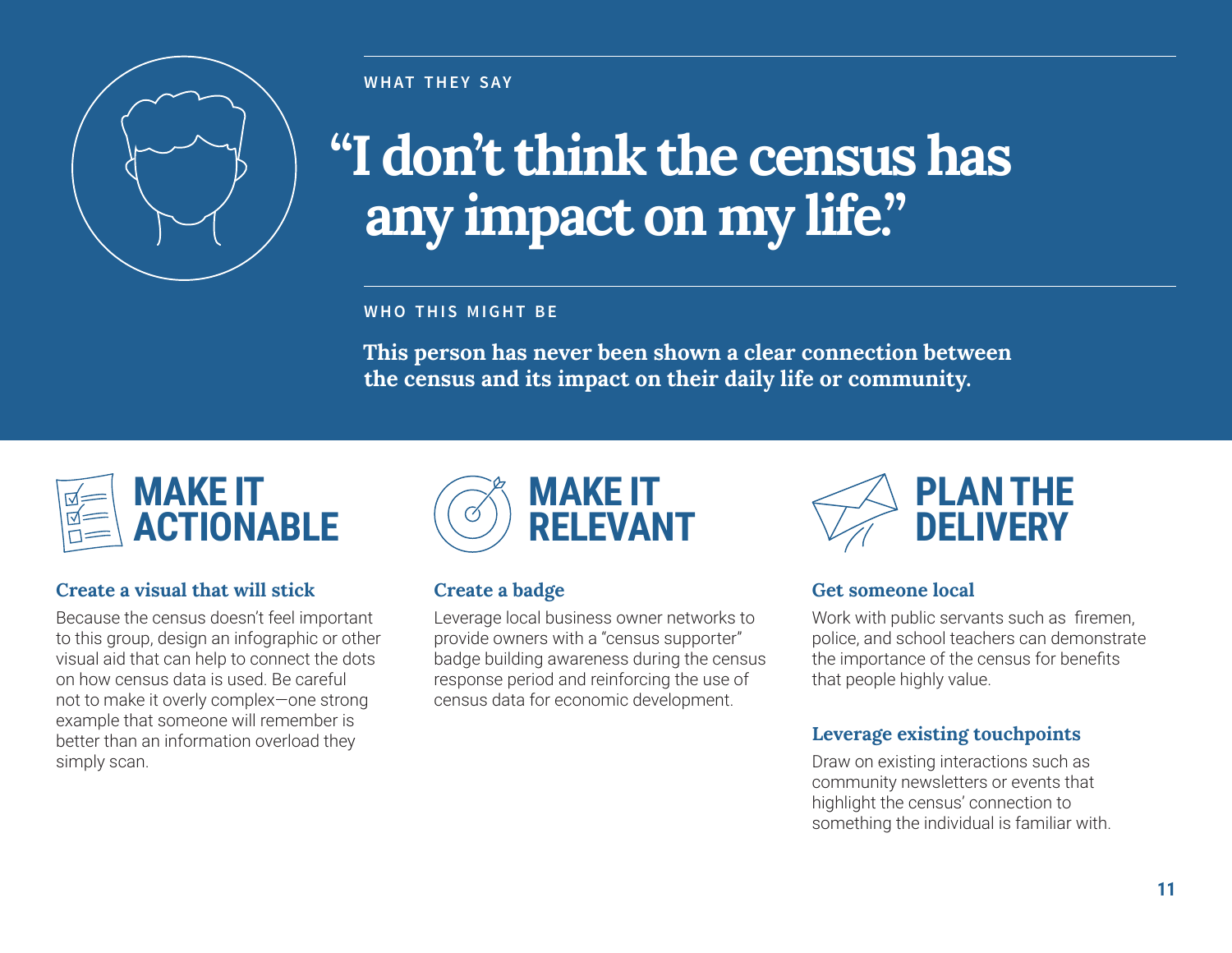WHAT THEY SAY

# "I don't think the census has any impact on my life."

WHO THIS MIGHT BE

**This person has never been shown a clear connection between the census and its impact on their daily life or community.**

## MAKE IT ACTIONABLE

### Create a visual that will stick

Because the census doesn't feel important to this group, design an infographic or other visual aid that can help to connect the dots on how census data is used. Be careful not to make it overly complex—one strong example that someone will remember is better than an information overload they simply scan.

## MAKE IT RELEVANT

### Create a badge

Leverage local business owner networks to provide owners with a "census supporter" badge building awareness during the census response period and reinforcing the use of census data for economic development.

## PLAN THE DELIVERY

### Get someone local

Work with public servants such as firemen, police, and school teachers can demonstrate the importance of the census for benefits that people highly value.

### Leverage existing touchpoints

Draw on existing interactions such as community newsletters or events that highlight the census' connection to something the individual is familiar with.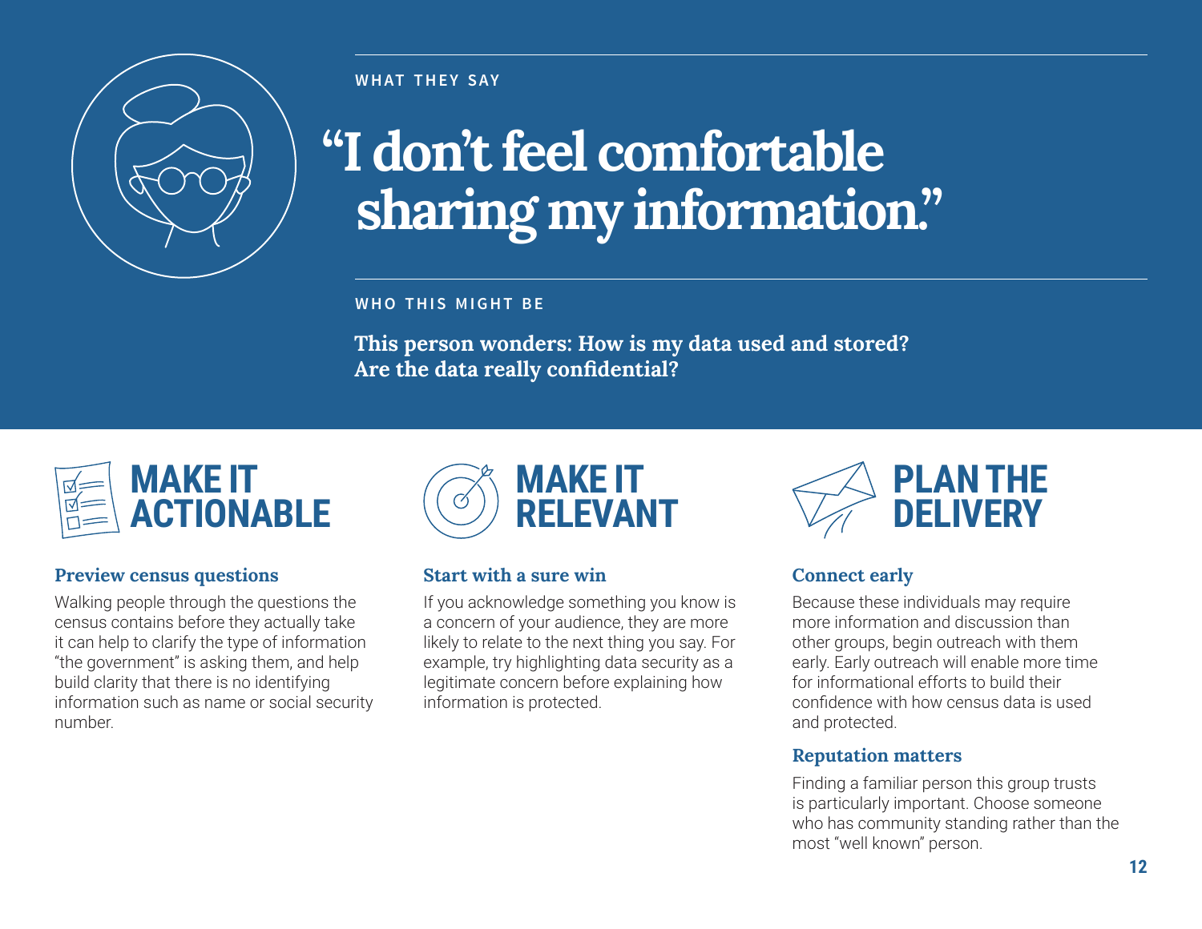WHAT THEY SAY

# "I don't feel comfortable sharing my information."

WHO THIS MIGHT BE

**This person wonders: How is my data used and stored? Are the data really confidential?**

## MAKE IT ACTIONABLE

### Preview census questions

Walking people through the questions the census contains before they actually take it can help to clarify the type of information "the government" is asking them, and help build clarity that there is no identifying information such as name or social security number.

## MAKE IT RELEVANT

### Start with a sure win

If you acknowledge something you know is a concern of your audience, they are more likely to relate to the next thing you say. For example, try highlighting data security as a legitimate concern before explaining how information is protected.

## PLAN THE DELIVERY

### Connect early

Because these individuals may require more information and discussion than other groups, begin outreach with them early. Early outreach will enable more time for informational efforts to build their confidence with how census data is used and protected.

### Reputation matters

Finding a familiar person this group trusts is particularly important. Choose someone who has community standing rather than the most "well known" person.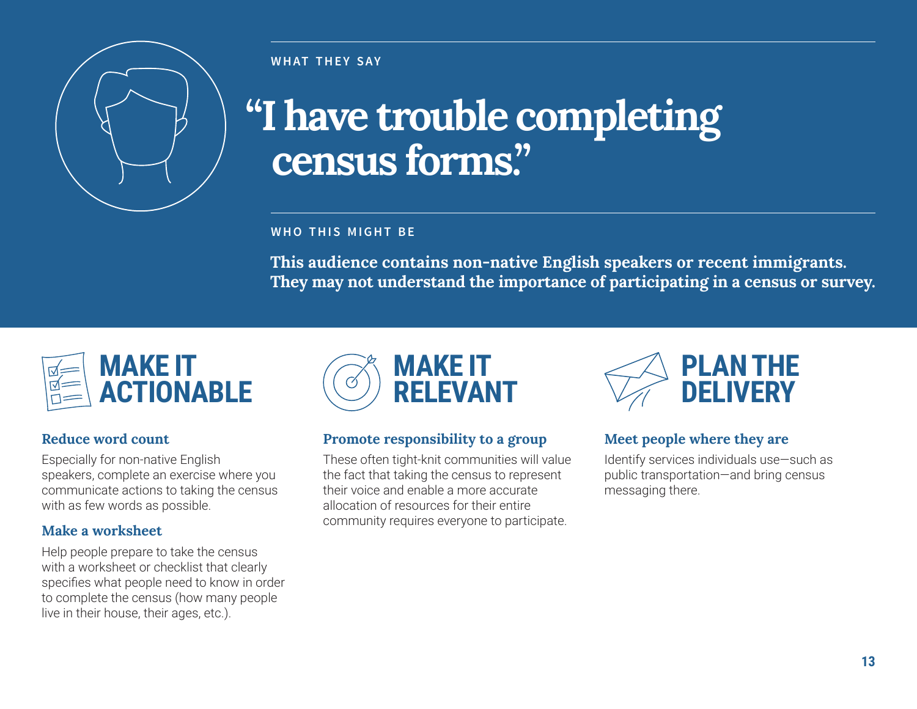WHAT THEY SAY

# "I have trouble completing census forms."

WHO THIS MIGHT BE

**This audience contains non-native English speakers or recent immigrants. They may not understand the importance of participating in a census or survey.**

## MAKE IT ACTIONABLE

### Reduce word count

Especially for non-native English speakers, complete an exercise where you communicate actions to taking the census with as few words as possible.

### Make a worksheet

Help people prepare to take the census with a worksheet or checklist that clearly specifies what people need to know in order to complete the census (how many people live in their house, their ages, etc.).

## MAKE IT RELEVANT

### Promote responsibility to a group

These often tight-knit communities will value the fact that taking the census to represent their voice and enable a more accurate allocation of resources for their entire community requires everyone to participate.

## PLAN THE DELIVERY

### Meet people where they are

Identify services individuals use—such as public transportation—and bring census messaging there.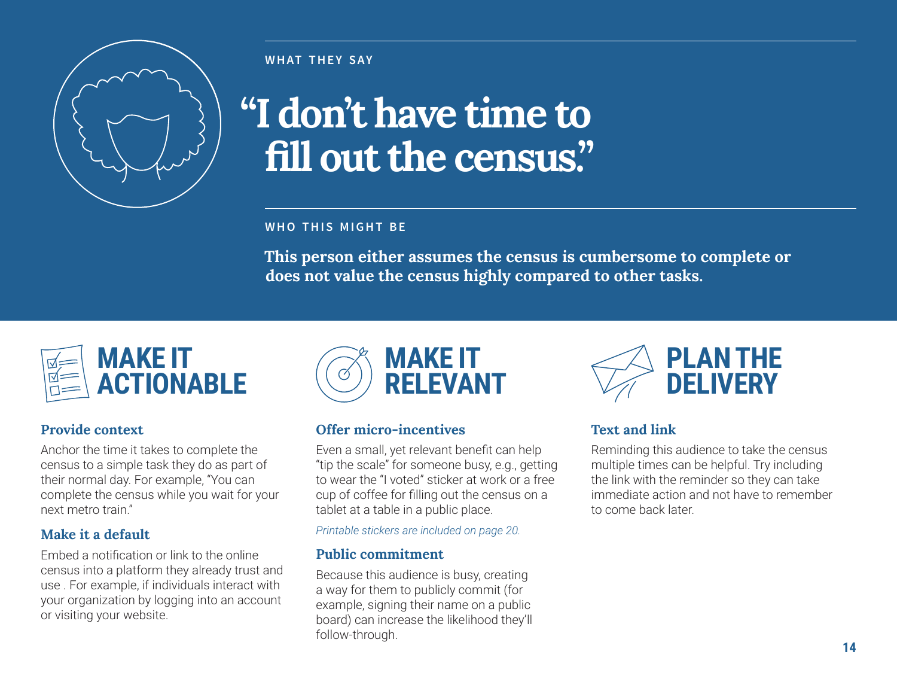WHAT THEY SAY

# "I don't have time to fill out the census."

WHO THIS MIGHT BE

**This person either assumes the census is cumbersome to complete or does not value the census highly compared to other tasks.**

## MAKE IT ACTIONABLE

### Provide context

Anchor the time it takes to complete the census to a simple task they do as part of their normal day. For example, "You can complete the census while you wait for your next metro train."

### Make it a default

Embed a notification or link to the online census into a platform they already trust and use . For example, if individuals interact with your organization by logging into an account or visiting your website.

## MAKE IT RELEVANT

### Offer micro-incentives

Even a small, yet relevant benefit can help "tip the scale" for someone busy, e.g., getting to wear the "I voted" sticker at work or a free cup of coffee for filling out the census on a tablet at a table in a public place.

*Printable stickers are included on page 20.*

### Public commitment

Because this audience is busy, creating a way for them to publicly commit (for example, signing their name on a public board) can increase the likelihood they'll follow-through.

## PLAN THE DELIVERY

### Text and link

Reminding this audience to take the census multiple times can be helpful. Try including the link with the reminder so they can take immediate action and not have to remember to come back later.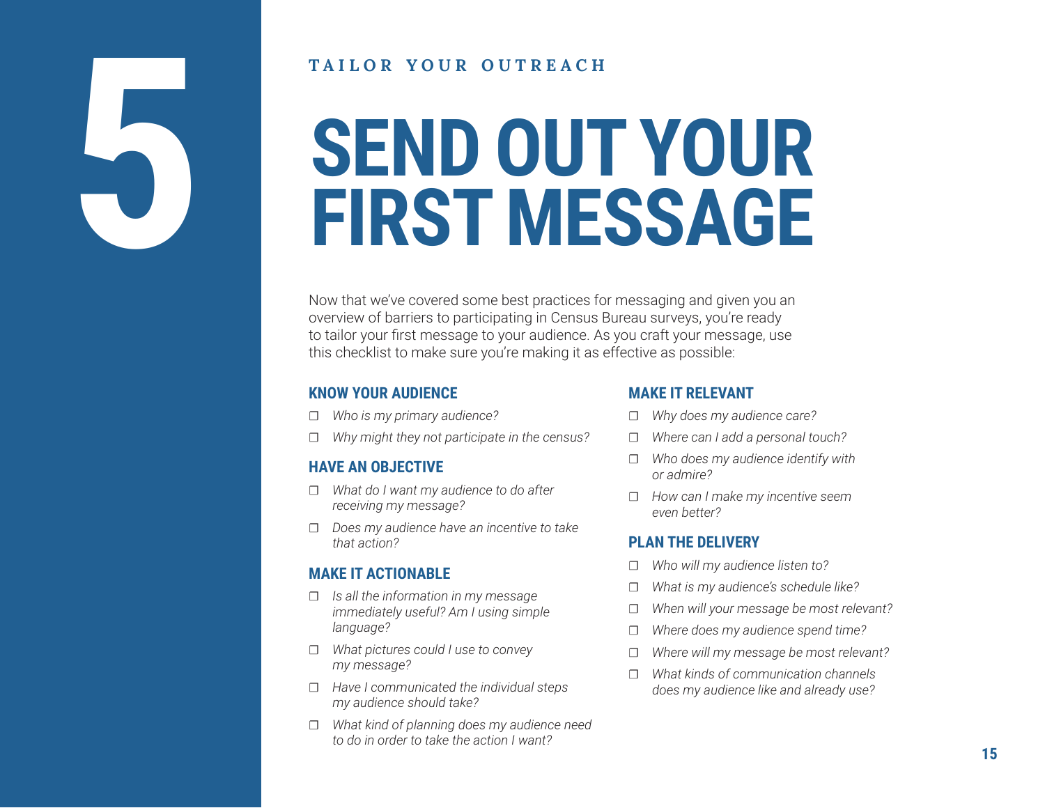# 5

TAILOR YOUR OUTREACH

# SEND OUT YOUR FIRST MESSAGE

Now that we've covered some best practices for messaging and given you an overview of barriers to participating in Census Bureau surveys, you're ready to tailor your first message to your audience. As you craft your message, use this checklist to make sure you're making it as effective as possible:

## KNOW YOUR AUDIENCE

- ❒ *Who is my primary audience?*
- ❒ *Why might they not participate in the census?*

## HAVE AN OBJECTIVE

- ❒ *What do I want my audience to do after receiving my message?*
- ❒ *Does my audience have an incentive to take that action?*

## MAKE IT ACTIONABLE

- ❒ *Is all the information in my message immediately useful? Am I using simple language?*
- ❒ *What pictures could I use to convey my message?*
- ❒ *Have I communicated the individual steps my audience should take?*
- ❒ *What kind of planning does my audience need to do in order to take the action I want?*

## MAKE IT RELEVANT

- ❒ *Why does my audience care?*
- ❒ *Where can I add a personal touch?*
- ❒ *Who does my audience identify with or admire?*
- ❒ *How can I make my incentive seem even better?*

## PLAN THE DELIVERY

- ❒ *Who will my audience listen to?*
- ❒ *What is my audience's schedule like?*
- ❒ *When will your message be most relevant?*
- ❒ *Where does my audience spend time?*
- ❒ *Where will my message be most relevant?*
- ❒ *What kinds of communication channels does my audience like and already use?*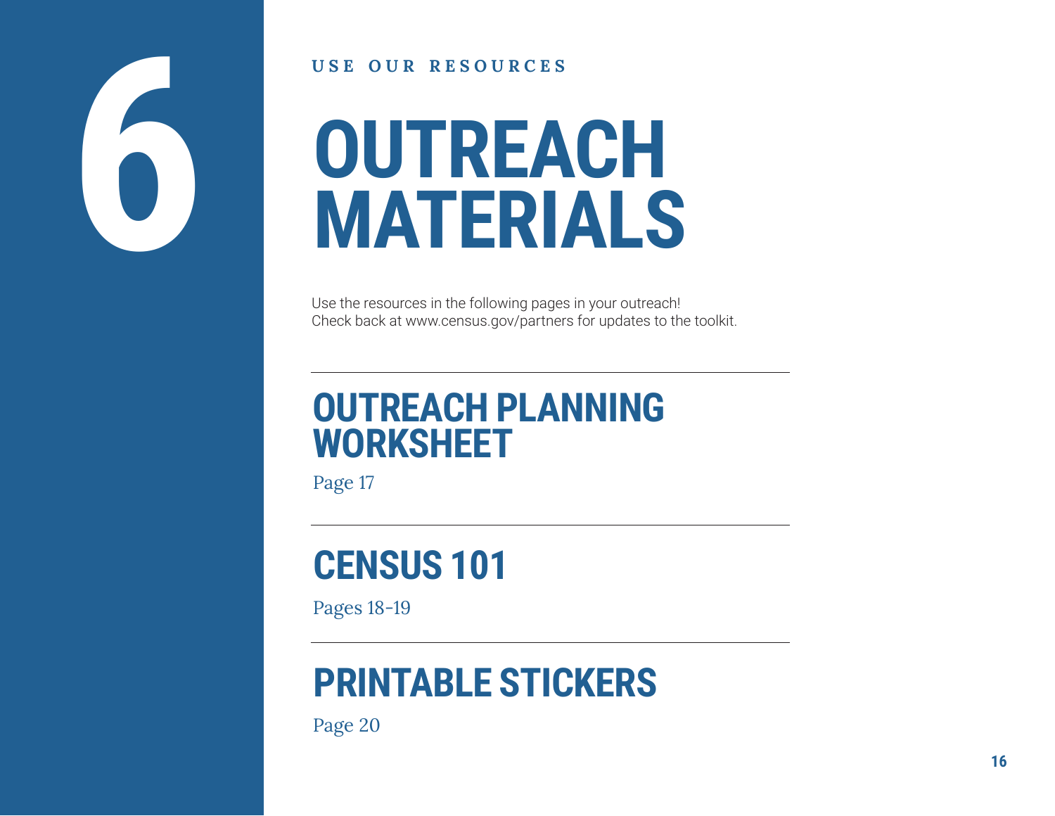6

USE OUR RESOURCES

# OUTREACH MATERIALS

Use the resources in the following pages in your outreach!
Check back at www.census.gov/partners for updates to the toolkit.

---

## OUTREACH PLANNING WORKSHEET

Page 17

---

## CENSUS 101

Pages 18-19

---

## PRINTABLE STICKERS

Page 20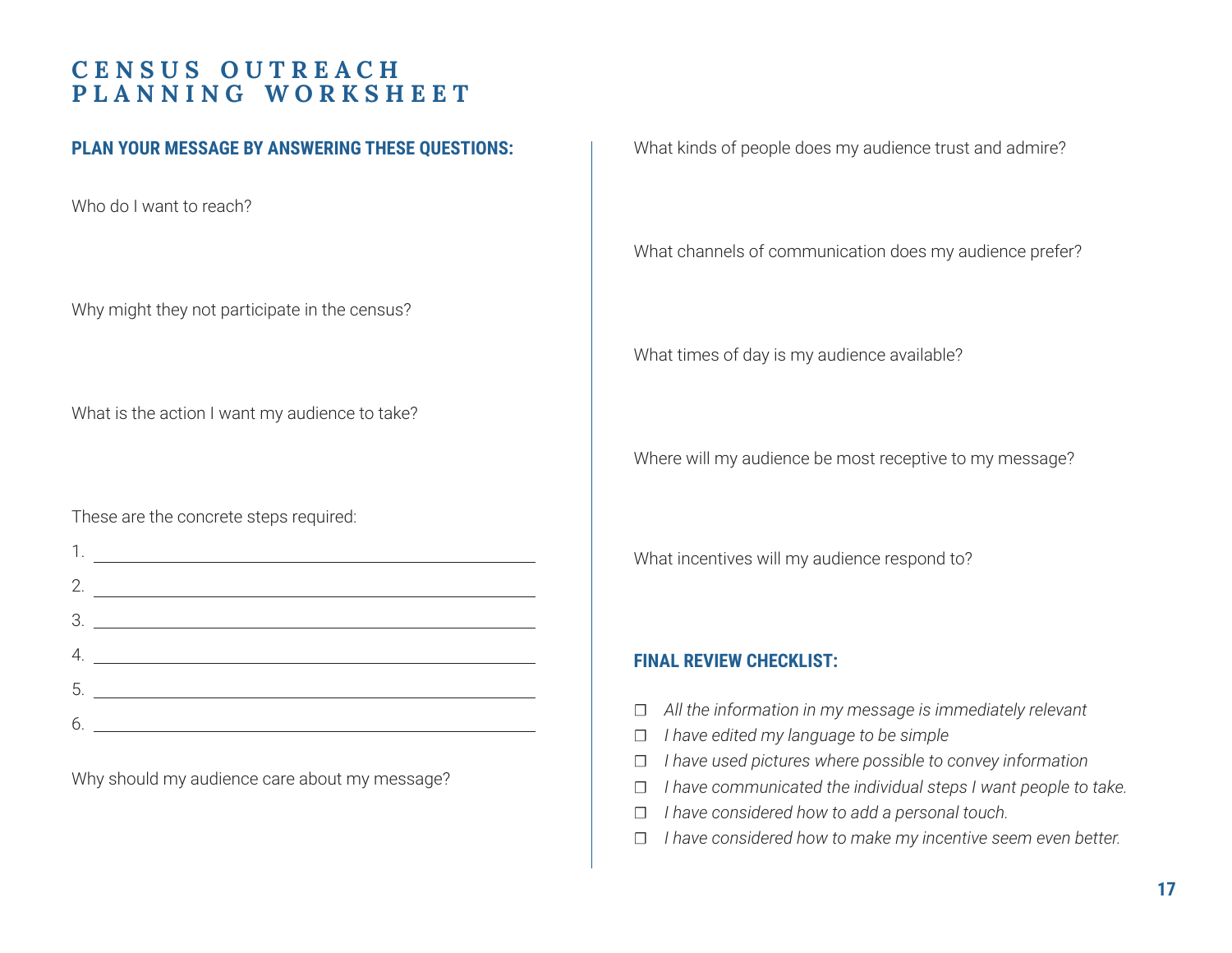# CENSUS OUTREACH PLANNING WORKSHEET

## PLAN YOUR MESSAGE BY ANSWERING THESE QUESTIONS:

Who do I want to reach?

Why might they not participate in the census?

What is the action I want my audience to take?

These are the concrete steps required:

1. ______________________________
2. ______________________________
3. ______________________________
4. ______________________________
5. ______________________________
6. ______________________________

Why should my audience care about my message?

What kinds of people does my audience trust and admire?

What channels of communication does my audience prefer?

What times of day is my audience available?

Where will my audience be most receptive to my message?

What incentives will my audience respond to?

## FINAL REVIEW CHECKLIST:

- ❐ *All the information in my message is immediately relevant*
- ❐ *I have edited my language to be simple*
- ❐ *I have used pictures where possible to convey information*
- ❐ *I have communicated the individual steps I want people to take.*
- ❐ *I have considered how to add a personal touch.*
- ❐ *I have considered how to make my incentive seem even better.*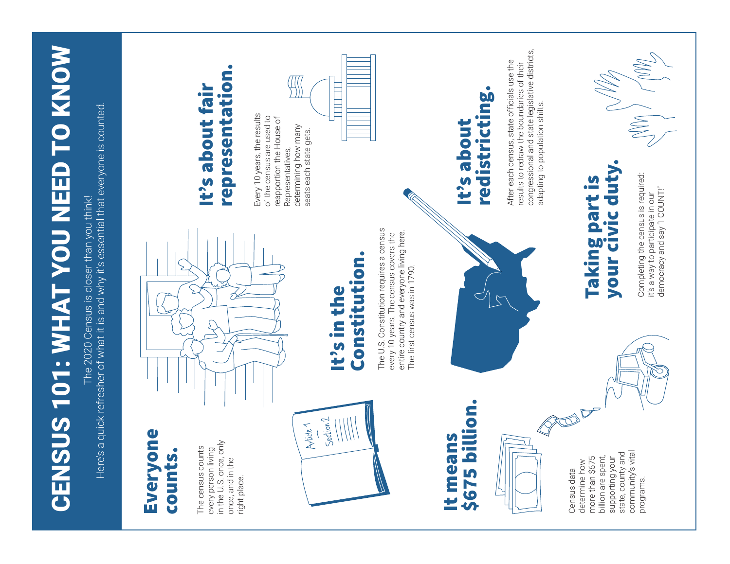# CENSUS 101: WHAT YOU NEED TO KNOW

The 2020 Census is closer than you think!

Here's a quick refresher of what it is and why it's essential that everyone is counted.

## Everyone counts.

The census counts every person living in the U.S. once, only once, and in the right place.

## It's about fair representation.

Every 10 years, the results of the census are used to reapportion the House of Representatives, determining how many seats each state gets.

## It's in the Constitution.

The U.S. Constitution requires a census every 10 years. The census covers the entire country and everyone living here. The first census was in 1790.

## It's about redistricting.

After each census, state officials use the results to redraw the boundaries of their congressional and state legislative districts, adapting to population shifts.

## It means $675 billion.

Census data determine how more than $675 billion are spent, supporting your state, county and community's vital programs.

## Taking part is your civic duty.

Completing the census is required: it's a way to participate in our democracy and say "I COUNT!"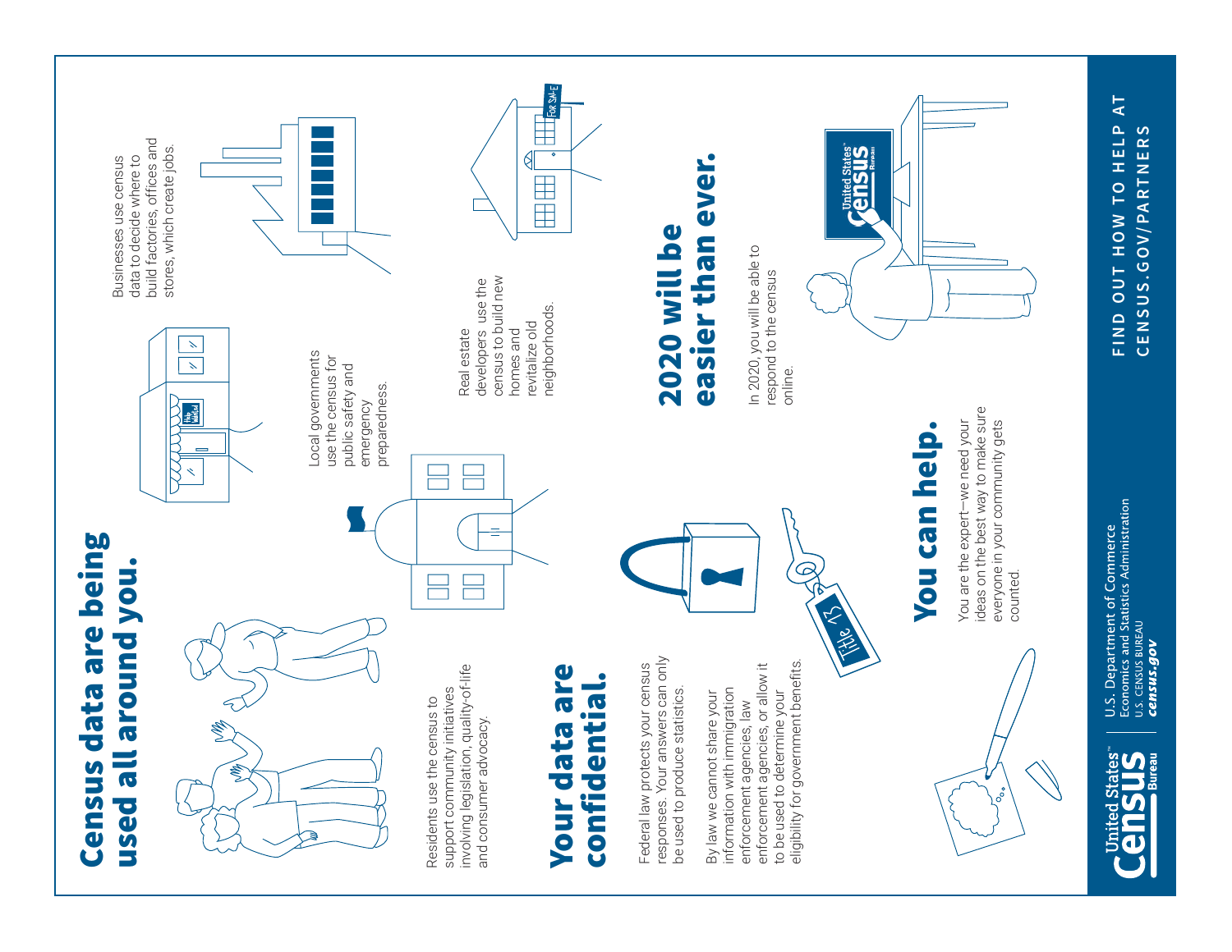# Census data are being used all around you.

Residents use the census to support community initiatives involving legislation, quality-of-life and consumer advocacy.

Local governments use the census for public safety and emergency preparedness.

Businesses use census data to decide where to build factories, offices and stores, which create jobs.

Real estate developers use the census to build new homes and revitalize old neighborhoods.

# Your data are confidential.

Federal law protects your census responses. Your answers can only be used to produce statistics.

By law we cannot share your information with immigration enforcement agencies, law enforcement agencies, or allow it to be used to determine your eligibility for government benefits.

# 2020 will be easier than ever.

In 2020, you will be able to respond to the census online.

# You can help.

You are the expert—we need your ideas on the best way to make sure everyone in your community gets counted.

FIND OUT HOW TO HELP AT CENSUS.GOV/PARTNERS

United States Census Bureau

U.S. Department of Commerce
Economics and Statistics Administration
U.S. CENSUS BUREAU
*census.gov*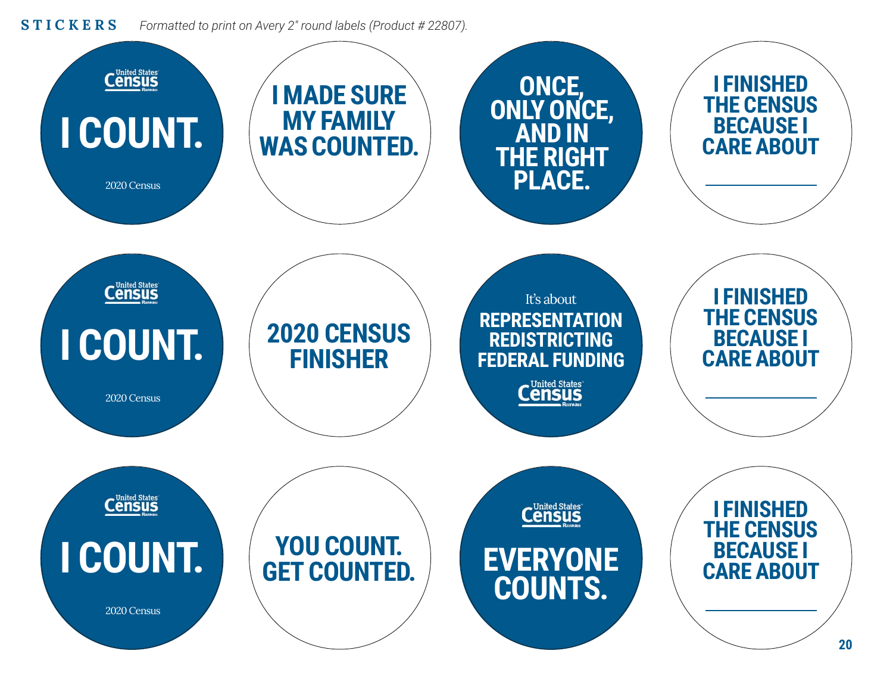## STICKERS

*Formatted to print on Avery 2" round labels (Product # 22807).*

United States Census Bureau

**I COUNT.**

2020 Census

**I MADE SURE MY FAMILY WAS COUNTED.**

**ONCE, ONLY ONCE, AND IN THE RIGHT PLACE.**

**I FINISHED THE CENSUS BECAUSE I CARE ABOUT**

______________

United States Census Bureau

**I COUNT.**

2020 Census

**2020 CENSUS FINISHER**

It's about

**REPRESENTATION**
**REDISTRICTING**
**FEDERAL FUNDING**

United States Census Bureau

**I FINISHED THE CENSUS BECAUSE I CARE ABOUT**

______________

United States Census Bureau

**I COUNT.**

2020 Census

**YOU COUNT. GET COUNTED.**

United States Census Bureau

**EVERYONE COUNTS.**

**I FINISHED THE CENSUS BECAUSE I CARE ABOUT**

______________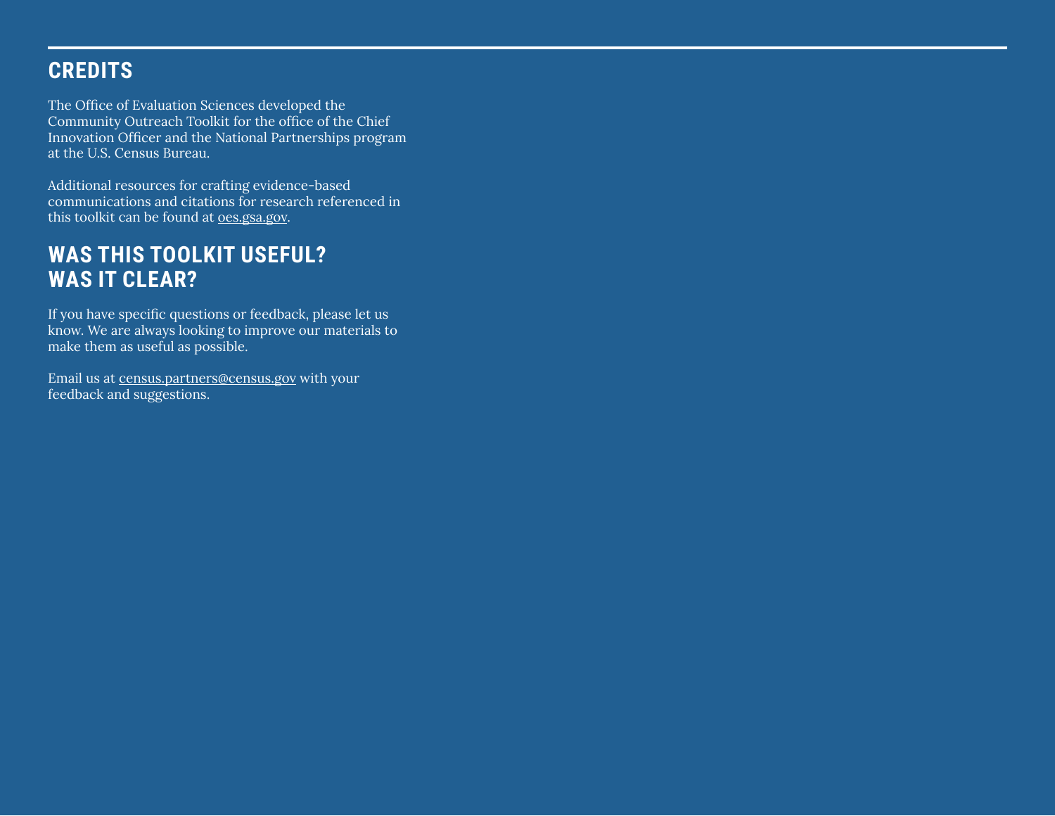## CREDITS

The Office of Evaluation Sciences developed the Community Outreach Toolkit for the office of the Chief Innovation Officer and the National Partnerships program at the U.S. Census Bureau.

Additional resources for crafting evidence-based communications and citations for research referenced in this toolkit can be found at oes.gsa.gov.

## WAS THIS TOOLKIT USEFUL? WAS IT CLEAR?

If you have specific questions or feedback, please let us know. We are always looking to improve our materials to make them as useful as possible.

Email us at census.partners@census.gov with your feedback and suggestions.